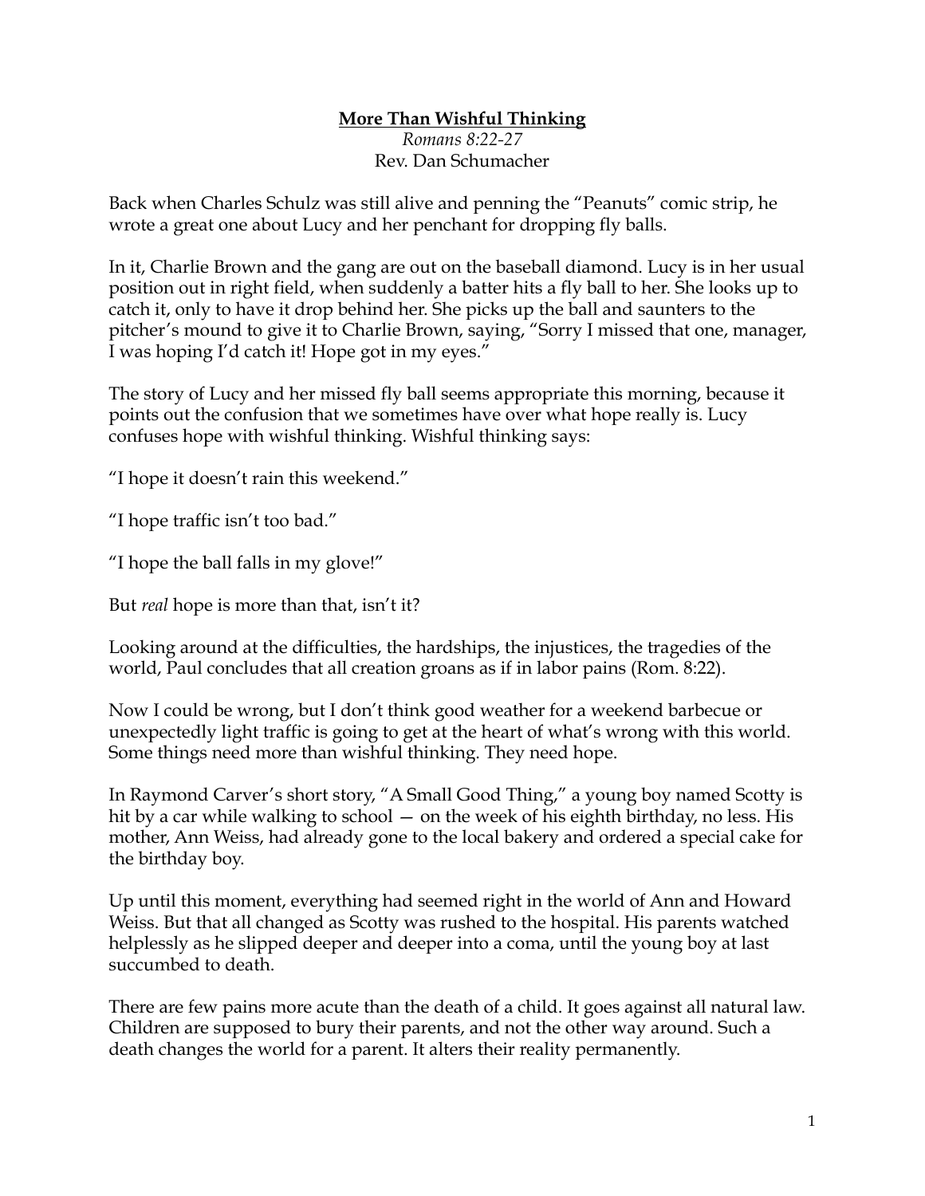**More Than Wishful Thinking**

*Romans 8:22-27*

Rev. Dan Schumacher

Back when Charles Schulz was still alive and penning the "Peanuts" comic strip, he wrote a great one about Lucy and her penchant for dropping fly balls.

In it, Charlie Brown and the gang are out on the baseball diamond. Lucy is in her usual position out in right field, when suddenly a batter hits a fly ball to her. She looks up to catch it, only to have it drop behind her. She picks up the ball and saunters to the pitcher's mound to give it to Charlie Brown, saying, "Sorry I missed that one, manager, I was hoping I'd catch it! Hope got in my eyes."

The story of Lucy and her missed fly ball seems appropriate this morning, because it points out the confusion that we sometimes have over what hope really is. Lucy confuses hope with wishful thinking. Wishful thinking says:

"I hope it doesn't rain this weekend."

"I hope traffic isn't too bad."

"I hope the ball falls in my glove!"

But *real* hope is more than that, isn't it?

Looking around at the difficulties, the hardships, the injustices, the tragedies of the world, Paul concludes that all creation groans as if in labor pains (Rom. 8:22).

Now I could be wrong, but I don't think good weather for a weekend barbecue or unexpectedly light traffic is going to get at the heart of what's wrong with this world. Some things need more than wishful thinking. They need hope.

In Raymond Carver's short story, "A Small Good Thing," a young boy named Scotty is hit by a car while walking to school — on the week of his eighth birthday, no less. His mother, Ann Weiss, had already gone to the local bakery and ordered a special cake for the birthday boy.

Up until this moment, everything had seemed right in the world of Ann and Howard Weiss. But that all changed as Scotty was rushed to the hospital. His parents watched helplessly as he slipped deeper and deeper into a coma, until the young boy at last succumbed to death.

There are few pains more acute than the death of a child. It goes against all natural law. Children are supposed to bury their parents, and not the other way around. Such a death changes the world for a parent. It alters their reality permanently.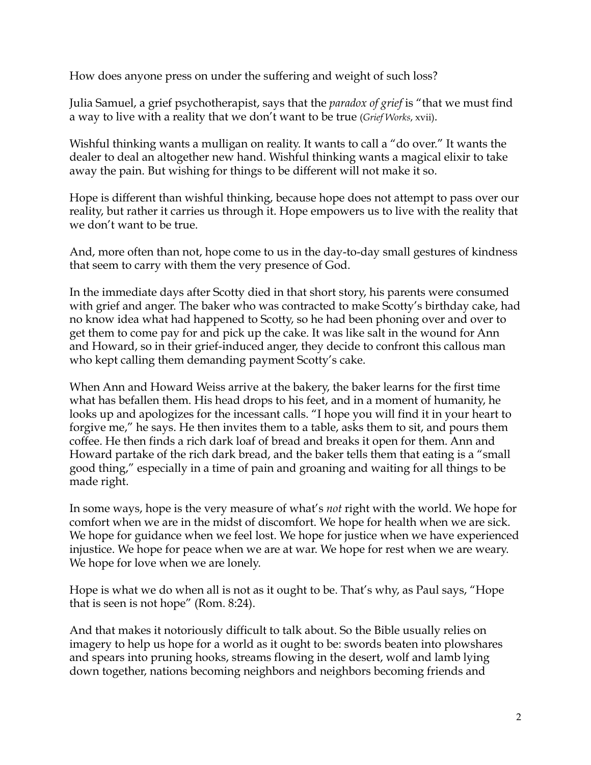How does anyone press on under the suffering and weight of such loss?

Julia Samuel, a grief psychotherapist, says that the *paradox of grief* is "that we must find a way to live with a reality that we don't want to be true (*Grief Works*, xvii).

Wishful thinking wants a mulligan on reality. It wants to call a "do over." It wants the dealer to deal an altogether new hand. Wishful thinking wants a magical elixir to take away the pain. But wishing for things to be different will not make it so.

Hope is different than wishful thinking, because hope does not attempt to pass over our reality, but rather it carries us through it. Hope empowers us to live with the reality that we don't want to be true.

And, more often than not, hope come to us in the day-to-day small gestures of kindness that seem to carry with them the very presence of God.

In the immediate days after Scotty died in that short story, his parents were consumed with grief and anger. The baker who was contracted to make Scotty's birthday cake, had no know idea what had happened to Scotty, so he had been phoning over and over to get them to come pay for and pick up the cake. It was like salt in the wound for Ann and Howard, so in their grief-induced anger, they decide to confront this callous man who kept calling them demanding payment Scotty's cake.

When Ann and Howard Weiss arrive at the bakery, the baker learns for the first time what has befallen them. His head drops to his feet, and in a moment of humanity, he looks up and apologizes for the incessant calls. "I hope you will find it in your heart to forgive me," he says. He then invites them to a table, asks them to sit, and pours them coffee. He then finds a rich dark loaf of bread and breaks it open for them. Ann and Howard partake of the rich dark bread, and the baker tells them that eating is a "small good thing," especially in a time of pain and groaning and waiting for all things to be made right.

In some ways, hope is the very measure of what's *not* right with the world. We hope for comfort when we are in the midst of discomfort. We hope for health when we are sick. We hope for guidance when we feel lost. We hope for justice when we have experienced injustice. We hope for peace when we are at war. We hope for rest when we are weary. We hope for love when we are lonely.

Hope is what we do when all is not as it ought to be. That's why, as Paul says, "Hope that is seen is not hope" (Rom. 8:24).

And that makes it notoriously difficult to talk about. So the Bible usually relies on imagery to help us hope for a world as it ought to be: swords beaten into plowshares and spears into pruning hooks, streams flowing in the desert, wolf and lamb lying down together, nations becoming neighbors and neighbors becoming friends and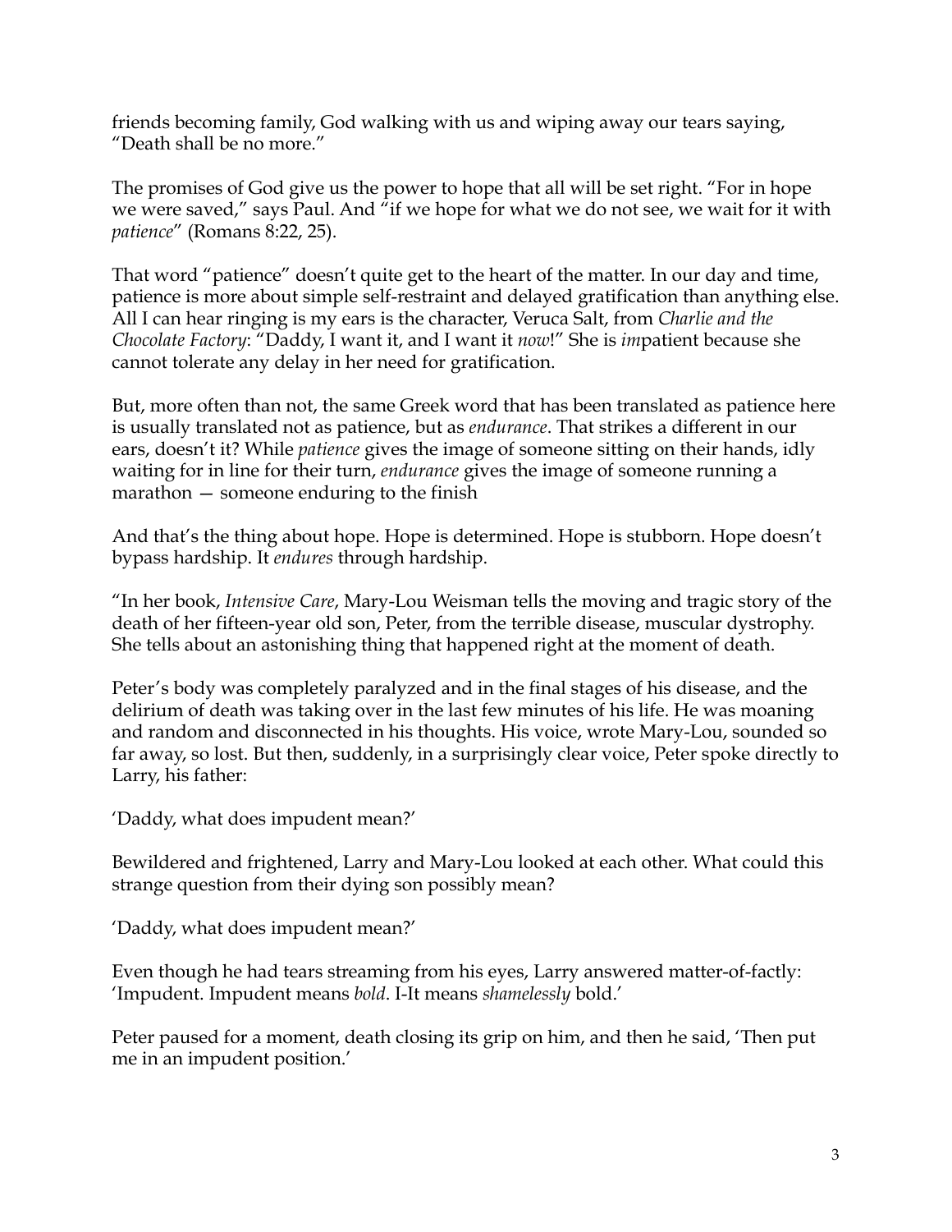friends becoming family, God walking with us and wiping away our tears saying, "Death shall be no more."

The promises of God give us the power to hope that all will be set right. "For in hope we were saved," says Paul. And "if we hope for what we do not see, we wait for it with *patience*" (Romans 8:22, 25).

That word "patience" doesn't quite get to the heart of the matter. In our day and time, patience is more about simple self-restraint and delayed gratification than anything else. All I can hear ringing is my ears is the character, Veruca Salt, from *Charlie and the Chocolate Factory*: "Daddy, I want it, and I want it *now*!" She is *im*patient because she cannot tolerate any delay in her need for gratification.

But, more often than not, the same Greek word that has been translated as patience here is usually translated not as patience, but as *endurance*. That strikes a different in our ears, doesn't it? While *patience* gives the image of someone sitting on their hands, idly waiting for in line for their turn, *endurance* gives the image of someone running a marathon — someone enduring to the finish

And that's the thing about hope. Hope is determined. Hope is stubborn. Hope doesn't bypass hardship. It *endures* through hardship.

"In her book, *Intensive Care*, Mary-Lou Weisman tells the moving and tragic story of the death of her fifteen-year old son, Peter, from the terrible disease, muscular dystrophy. She tells about an astonishing thing that happened right at the moment of death.

Peter's body was completely paralyzed and in the final stages of his disease, and the delirium of death was taking over in the last few minutes of his life. He was moaning and random and disconnected in his thoughts. His voice, wrote Mary-Lou, sounded so far away, so lost. But then, suddenly, in a surprisingly clear voice, Peter spoke directly to Larry, his father:

'Daddy, what does impudent mean?'

Bewildered and frightened, Larry and Mary-Lou looked at each other. What could this strange question from their dying son possibly mean?

'Daddy, what does impudent mean?'

Even though he had tears streaming from his eyes, Larry answered matter-of-factly: 'Impudent. Impudent means *bold*. I-It means *shamelessly* bold.'

Peter paused for a moment, death closing its grip on him, and then he said, 'Then put me in an impudent position.'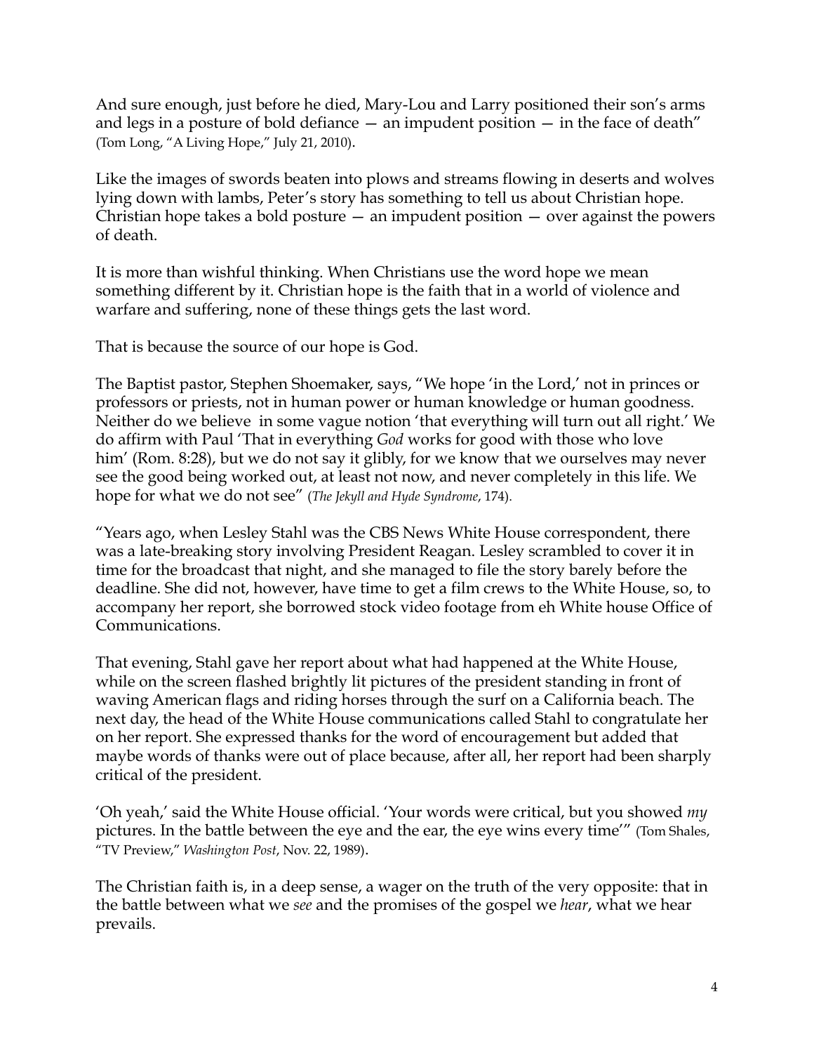And sure enough, just before he died, Mary-Lou and Larry positioned their son's arms and legs in a posture of bold defiance — an impudent position — in the face of death" (Tom Long, "A Living Hope," July 21, 2010).

Like the images of swords beaten into plows and streams flowing in deserts and wolves lying down with lambs, Peter's story has something to tell us about Christian hope. Christian hope takes a bold posture — an impudent position — over against the powers of death.

It is more than wishful thinking. When Christians use the word hope we mean something different by it. Christian hope is the faith that in a world of violence and warfare and suffering, none of these things gets the last word.

That is because the source of our hope is God.

The Baptist pastor, Stephen Shoemaker, says, "We hope 'in the Lord,' not in princes or professors or priests, not in human power or human knowledge or human goodness. Neither do we believe in some vague notion 'that everything will turn out all right.' We do affirm with Paul 'That in everything *God* works for good with those who love him' (Rom. 8:28), but we do not say it glibly, for we know that we ourselves may never see the good being worked out, at least not now, and never completely in this life. We hope for what we do not see" (*The Jekyll and Hyde Syndrome*, 174).

"Years ago, when Lesley Stahl was the CBS News White House correspondent, there was a late-breaking story involving President Reagan. Lesley scrambled to cover it in time for the broadcast that night, and she managed to file the story barely before the deadline. She did not, however, have time to get a film crews to the White House, so, to accompany her report, she borrowed stock video footage from eh White house Office of Communications.

That evening, Stahl gave her report about what had happened at the White House, while on the screen flashed brightly lit pictures of the president standing in front of waving American flags and riding horses through the surf on a California beach. The next day, the head of the White House communications called Stahl to congratulate her on her report. She expressed thanks for the word of encouragement but added that maybe words of thanks were out of place because, after all, her report had been sharply critical of the president.

'Oh yeah,' said the White House official. 'Your words were critical, but you showed *my* pictures. In the battle between the eye and the ear, the eye wins every time'" (Tom Shales, "TV Preview," *Washington Post*, Nov. 22, 1989).

The Christian faith is, in a deep sense, a wager on the truth of the very opposite: that in the battle between what we *see* and the promises of the gospel we *hear*, what we hear prevails.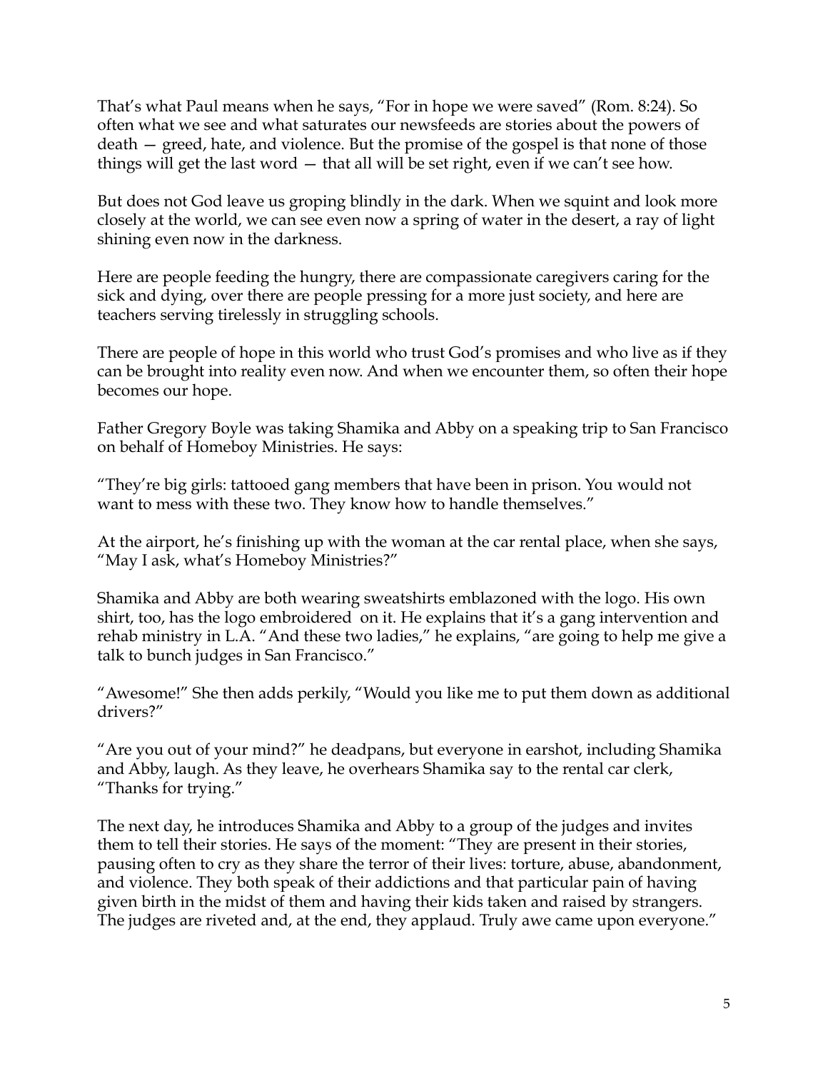That's what Paul means when he says, "For in hope we were saved" (Rom. 8:24). So often what we see and what saturates our newsfeeds are stories about the powers of death — greed, hate, and violence. But the promise of the gospel is that none of those things will get the last word — that all will be set right, even if we can't see how.

But does not God leave us groping blindly in the dark. When we squint and look more closely at the world, we can see even now a spring of water in the desert, a ray of light shining even now in the darkness.

Here are people feeding the hungry, there are compassionate caregivers caring for the sick and dying, over there are people pressing for a more just society, and here are teachers serving tirelessly in struggling schools.

There are people of hope in this world who trust God's promises and who live as if they can be brought into reality even now. And when we encounter them, so often their hope becomes our hope.

Father Gregory Boyle was taking Shamika and Abby on a speaking trip to San Francisco on behalf of Homeboy Ministries. He says:

"They're big girls: tattooed gang members that have been in prison. You would not want to mess with these two. They know how to handle themselves."

At the airport, he's finishing up with the woman at the car rental place, when she says, "May I ask, what's Homeboy Ministries?"

Shamika and Abby are both wearing sweatshirts emblazoned with the logo. His own shirt, too, has the logo embroidered on it. He explains that it's a gang intervention and rehab ministry in L.A. "And these two ladies," he explains, "are going to help me give a talk to bunch judges in San Francisco."

"Awesome!" She then adds perkily, "Would you like me to put them down as additional drivers?"

"Are you out of your mind?" he deadpans, but everyone in earshot, including Shamika and Abby, laugh. As they leave, he overhears Shamika say to the rental car clerk, "Thanks for trying."

The next day, he introduces Shamika and Abby to a group of the judges and invites them to tell their stories. He says of the moment: "They are present in their stories, pausing often to cry as they share the terror of their lives: torture, abuse, abandonment, and violence. They both speak of their addictions and that particular pain of having given birth in the midst of them and having their kids taken and raised by strangers. The judges are riveted and, at the end, they applaud. Truly awe came upon everyone."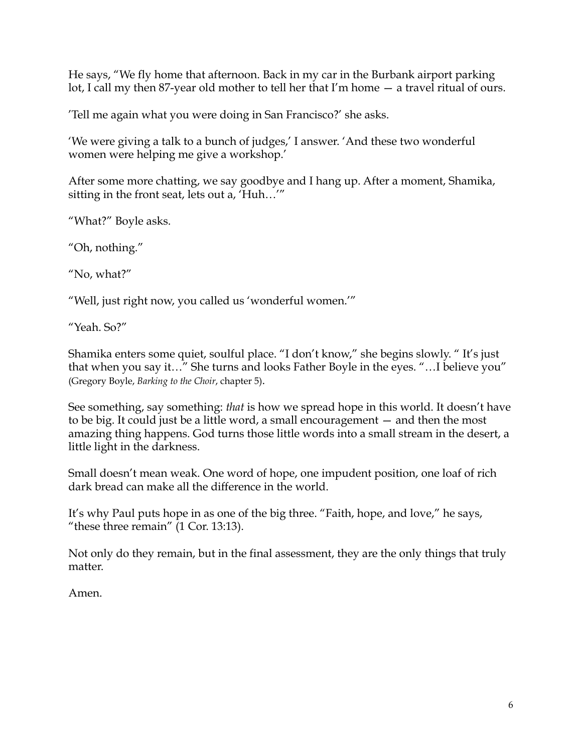He says, "We fly home that afternoon. Back in my car in the Burbank airport parking lot, I call my then 87-year old mother to tell her that I'm home — a travel ritual of ours.

'Tell me again what you were doing in San Francisco?' she asks.

'We were giving a talk to a bunch of judges,' I answer. 'And these two wonderful women were helping me give a workshop.'

After some more chatting, we say goodbye and I hang up. After a moment, Shamika, sitting in the front seat, lets out a, 'Huh…'"

"What?" Boyle asks.

"Oh, nothing."

"No, what?"

"Well, just right now, you called us 'wonderful women.'"

"Yeah. So?"

Shamika enters some quiet, soulful place. "I don't know," she begins slowly. " It's just that when you say it…" She turns and looks Father Boyle in the eyes. "…I believe you" (Gregory Boyle, *Barking to the Choir*, chapter 5).

See something, say something: *that* is how we spread hope in this world. It doesn't have to be big. It could just be a little word, a small encouragement — and then the most amazing thing happens. God turns those little words into a small stream in the desert, a little light in the darkness.

Small doesn't mean weak. One word of hope, one impudent position, one loaf of rich dark bread can make all the difference in the world.

It's why Paul puts hope in as one of the big three. "Faith, hope, and love," he says, "these three remain" (1 Cor. 13:13).

Not only do they remain, but in the final assessment, they are the only things that truly matter.

Amen.